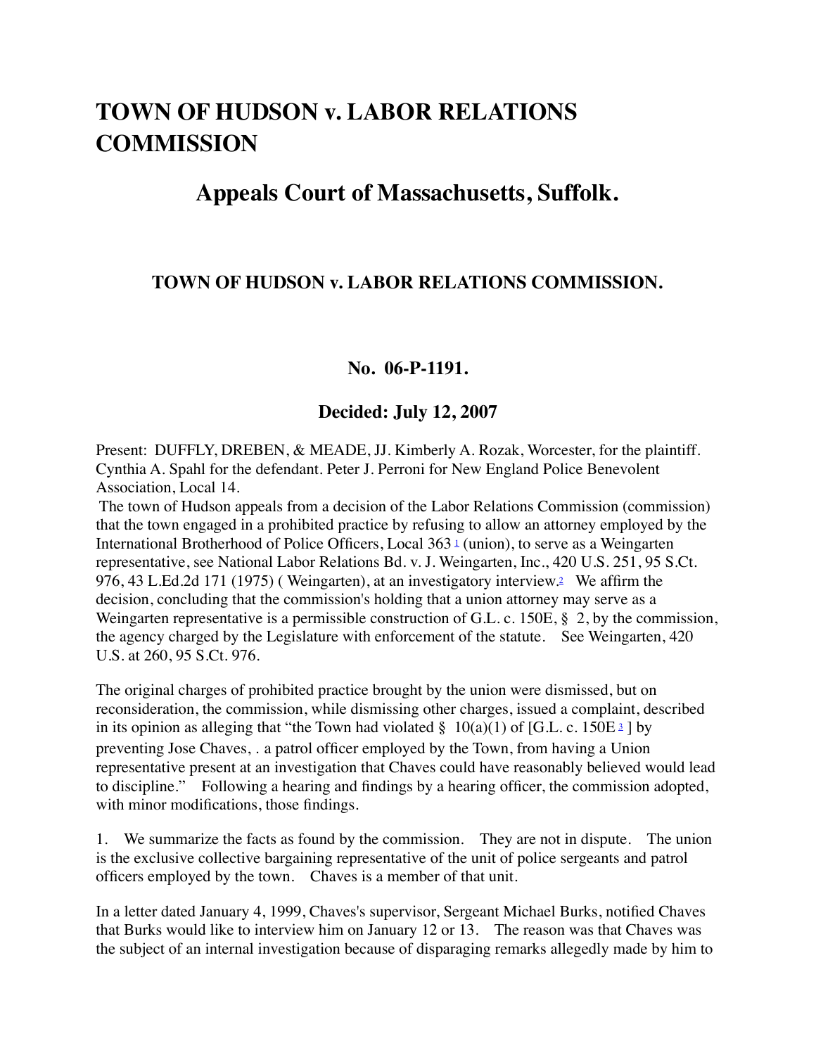# TOWN OF HUDSON v. LABOR RELATIONS COMMISSION

## Appeals Court of Massachusetts, Suffolk.

### TOWN OF HUDSON v. LABOR RELATIONS COMMISSION.

#### No. 06-P-1191.

#### Decided: July 12, 2007

Present: DUFFLY, DREBEN, & MEADE, JJ. Kimberly A. Rozak, Worcester, for the plaintiff. Cynthia A. Spahl for the defendant. Peter J. Perroni for New England Police Benevolent Association, Local 14.

The town of Hudson appeals from a decision of the Labor Relations Commission (commission) that the town engaged in a prohibited practice by refusing to allow an attorney employed by the International Brotherhood of Police Officers, Local 363 [1] (union), to serve as a Weingarten representative, see National Labor Relations Bd. v. J. Weingarten, Inc., 420 U.S. 251, 95 S.Ct. 976, 43 L.Ed.2d 171 (1975) ( Weingarten), at an investigatory interview.[2] We affirm the decision, concluding that the commission's holding that a union attorney may serve as a Weingarten representative is a permissible construction of G.L. c. 150E, § 2, by the commission, the agency charged by the Legislature with enforcement of the statute. See Weingarten, 420 U.S. at 260, 95 S.Ct. 976.

The original charges of prohibited practice brought by the union were dismissed, but on reconsideration, the commission, while dismissing other charges, issued a complaint, described in its opinion as alleging that "the Town had violated § 10(a)(1) of [G.L. c. 150E [3] ] by preventing Jose Chaves, . a patrol officer employed by the Town, from having a Union representative present at an investigation that Chaves could have reasonably believed would lead to discipline." Following a hearing and findings by a hearing officer, the commission adopted, with minor modifications, those findings.

1. We summarize the facts as found by the commission. They are not in dispute. The union is the exclusive collective bargaining representative of the unit of police sergeants and patrol officers employed by the town. Chaves is a member of that unit.

In a letter dated January 4, 1999, Chaves's supervisor, Sergeant Michael Burks, notified Chaves that Burks would like to interview him on January 12 or 13. The reason was that Chaves was the subject of an internal investigation because of disparaging remarks allegedly made by him to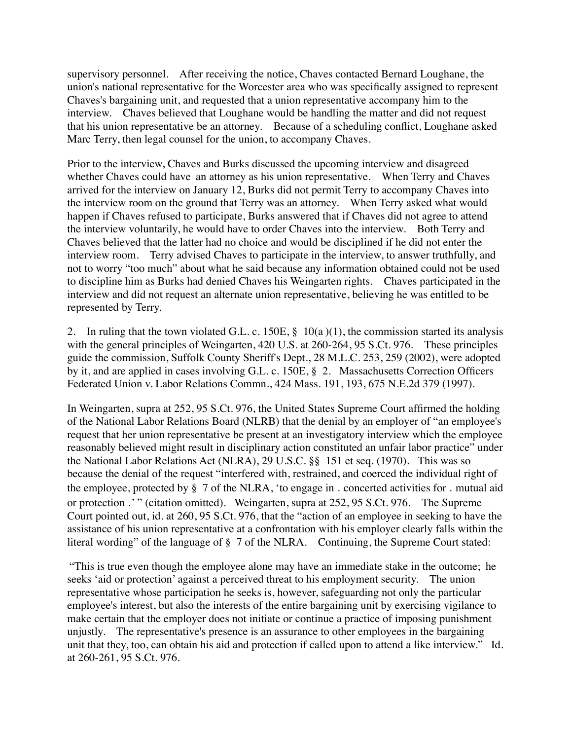supervisory personnel. After receiving the notice, Chaves contacted Bernard Loughane, the union's national representative for the Worcester area who was specifically assigned to represent Chaves's bargaining unit, and requested that a union representative accompany him to the interview. Chaves believed that Loughane would be handling the matter and did not request that his union representative be an attorney. Because of a scheduling conflict, Loughane asked Marc Terry, then legal counsel for the union, to accompany Chaves.

Prior to the interview, Chaves and Burks discussed the upcoming interview and disagreed whether Chaves could have an attorney as his union representative. When Terry and Chaves arrived for the interview on January 12, Burks did not permit Terry to accompany Chaves into the interview room on the ground that Terry was an attorney. When Terry asked what would happen if Chaves refused to participate, Burks answered that if Chaves did not agree to attend the interview voluntarily, he would have to order Chaves into the interview. Both Terry and Chaves believed that the latter had no choice and would be disciplined if he did not enter the interview room. Terry advised Chaves to participate in the interview, to answer truthfully, and not to worry "too much" about what he said because any information obtained could not be used to discipline him as Burks had denied Chaves his Weingarten rights. Chaves participated in the interview and did not request an alternate union representative, believing he was entitled to be represented by Terry.

2. In ruling that the town violated G.L. c. 150E, § 10(a )(1), the commission started its analysis with the general principles of Weingarten, 420 U.S. at 260-264, 95 S.Ct. 976. These principles guide the commission, Suffolk County Sheriff's Dept., 28 M.L.C. 253, 259 (2002), were adopted by it, and are applied in cases involving G.L. c. 150E, § 2. Massachusetts Correction Officers Federated Union v. Labor Relations Commn., 424 Mass. 191, 193, 675 N.E.2d 379 (1997).

In Weingarten, supra at 252, 95 S.Ct. 976, the United States Supreme Court affirmed the holding of the National Labor Relations Board (NLRB) that the denial by an employer of "an employee's request that her union representative be present at an investigatory interview which the employee reasonably believed might result in disciplinary action constituted an unfair labor practice" under the National Labor Relations Act (NLRA), 29 U.S.C. §§ 151 et seq. (1970). This was so because the denial of the request "interfered with, restrained, and coerced the individual right of the employee, protected by § 7 of the NLRA, 'to engage in . concerted activities for . mutual aid or protection .' " (citation omitted). Weingarten, supra at 252, 95 S.Ct. 976. The Supreme Court pointed out, id. at 260, 95 S.Ct. 976, that the "action of an employee in seeking to have the assistance of his union representative at a confrontation with his employer clearly falls within the literal wording" of the language of § 7 of the NLRA. Continuing, the Supreme Court stated:

"This is true even though the employee alone may have an immediate stake in the outcome; he seeks 'aid or protection' against a perceived threat to his employment security. The union representative whose participation he seeks is, however, safeguarding not only the particular employee's interest, but also the interests of the entire bargaining unit by exercising vigilance to make certain that the employer does not initiate or continue a practice of imposing punishment unjustly. The representative's presence is an assurance to other employees in the bargaining unit that they, too, can obtain his aid and protection if called upon to attend a like interview." Id. at 260-261, 95 S.Ct. 976.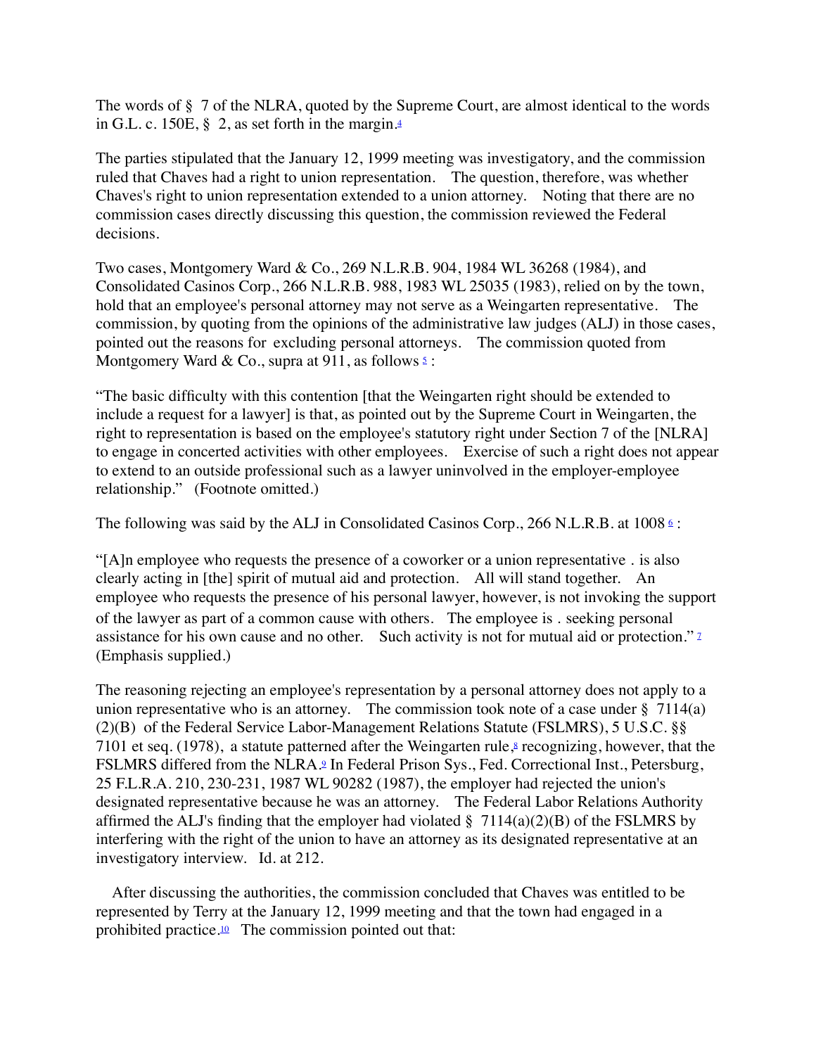The words of § 7 of the NLRA, quoted by the Supreme Court, are almost identical to the words in G.L. c. 150E, § 2, as set forth in the margin.[4]

The parties stipulated that the January 12, 1999 meeting was investigatory, and the commission ruled that Chaves had a right to union representation. The question, therefore, was whether Chaves's right to union representation extended to a union attorney. Noting that there are no commission cases directly discussing this question, the commission reviewed the Federal decisions.

Two cases, Montgomery Ward & Co., 269 N.L.R.B. 904, 1984 WL 36268 (1984), and Consolidated Casinos Corp., 266 N.L.R.B. 988, 1983 WL 25035 (1983), relied on by the town, hold that an employee's personal attorney may not serve as a Weingarten representative. The commission, by quoting from the opinions of the administrative law judges (ALJ) in those cases, pointed out the reasons for excluding personal attorneys. The commission quoted from Montgomery Ward & Co., supra at 911, as follows [5] :

"The basic difficulty with this contention [that the Weingarten right should be extended to include a request for a lawyer] is that, as pointed out by the Supreme Court in Weingarten, the right to representation is based on the employee's statutory right under Section 7 of the [NLRA] to engage in concerted activities with other employees. Exercise of such a right does not appear to extend to an outside professional such as a lawyer uninvolved in the employer-employee relationship." (Footnote omitted.)

The following was said by the ALJ in Consolidated Casinos Corp., 266 N.L.R.B. at 1008 [6] :

"[A]n employee who requests the presence of a coworker or a union representative . is also clearly acting in [the] spirit of mutual aid and protection. All will stand together. An employee who requests the presence of his personal lawyer, however, is not invoking the support of the lawyer as part of a common cause with others. The employee is . seeking personal assistance for his own cause and no other. Such activity is not for mutual aid or protection." [7] (Emphasis supplied.)

The reasoning rejecting an employee's representation by a personal attorney does not apply to a union representative who is an attorney. The commission took note of a case under § 7114(a)(2)(B) of the Federal Service Labor-Management Relations Statute (FSLMRS), 5 U.S.C. §§ 7101 et seq. (1978), a statute patterned after the Weingarten rule,[8] recognizing, however, that the FSLMRS differed from the NLRA.[9] In Federal Prison Sys., Fed. Correctional Inst., Petersburg, 25 F.L.R.A. 210, 230-231, 1987 WL 90282 (1987), the employer had rejected the union's designated representative because he was an attorney. The Federal Labor Relations Authority affirmed the ALJ's finding that the employer had violated § 7114(a)(2)(B) of the FSLMRS by interfering with the right of the union to have an attorney as its designated representative at an investigatory interview. Id. at 212.

After discussing the authorities, the commission concluded that Chaves was entitled to be represented by Terry at the January 12, 1999 meeting and that the town had engaged in a prohibited practice.[10] The commission pointed out that: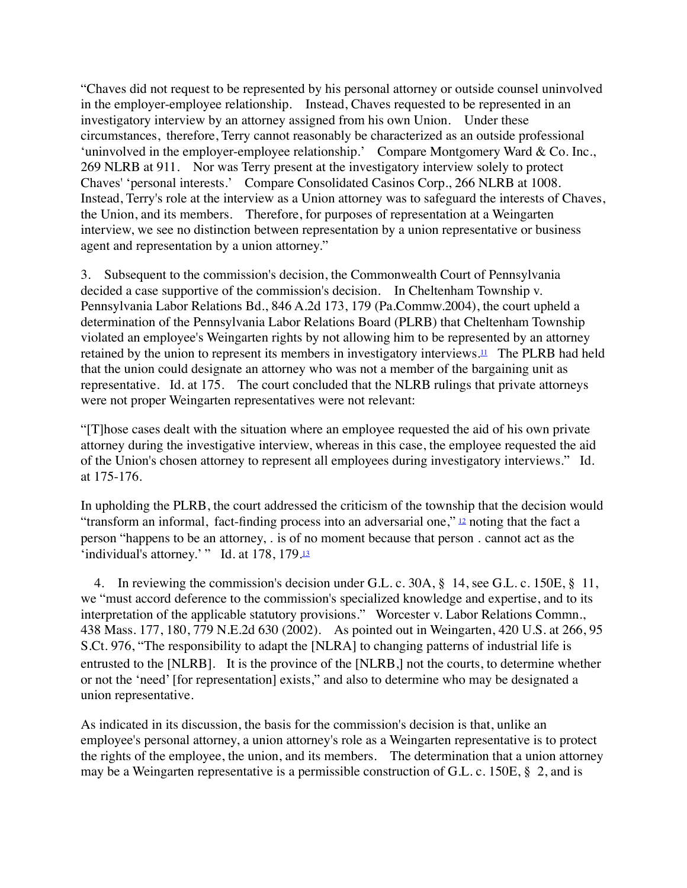"Chaves did not request to be represented by his personal attorney or outside counsel uninvolved in the employer-employee relationship. Instead, Chaves requested to be represented in an investigatory interview by an attorney assigned from his own Union. Under these circumstances, therefore, Terry cannot reasonably be characterized as an outside professional 'uninvolved in the employer-employee relationship.' Compare Montgomery Ward & Co. Inc., 269 NLRB at 911. Nor was Terry present at the investigatory interview solely to protect Chaves' 'personal interests.' Compare Consolidated Casinos Corp., 266 NLRB at 1008. Instead, Terry's role at the interview as a Union attorney was to safeguard the interests of Chaves, the Union, and its members. Therefore, for purposes of representation at a Weingarten interview, we see no distinction between representation by a union representative or business agent and representation by a union attorney."

3. Subsequent to the commission's decision, the Commonwealth Court of Pennsylvania decided a case supportive of the commission's decision. In Cheltenham Township v. Pennsylvania Labor Relations Bd., 846 A.2d 173, 179 (Pa.Commw.2004), the court upheld a determination of the Pennsylvania Labor Relations Board (PLRB) that Cheltenham Township violated an employee's Weingarten rights by not allowing him to be represented by an attorney retained by the union to represent its members in investigatory interviews.[11] The PLRB had held that the union could designate an attorney who was not a member of the bargaining unit as representative. Id. at 175. The court concluded that the NLRB rulings that private attorneys were not proper Weingarten representatives were not relevant:

"[T]hose cases dealt with the situation where an employee requested the aid of his own private attorney during the investigative interview, whereas in this case, the employee requested the aid of the Union's chosen attorney to represent all employees during investigatory interviews." Id. at 175-176.

In upholding the PLRB, the court addressed the criticism of the township that the decision would "transform an informal, fact-finding process into an adversarial one," [12] noting that the fact a person "happens to be an attorney, . is of no moment because that person . cannot act as the 'individual's attorney.' " Id. at 178, 179.[13]

4. In reviewing the commission's decision under G.L. c. 30A, § 14, see G.L. c. 150E, § 11, we "must accord deference to the commission's specialized knowledge and expertise, and to its interpretation of the applicable statutory provisions." Worcester v. Labor Relations Commn., 438 Mass. 177, 180, 779 N.E.2d 630 (2002). As pointed out in Weingarten, 420 U.S. at 266, 95 S.Ct. 976, "The responsibility to adapt the [NLRA] to changing patterns of industrial life is entrusted to the [NLRB]. It is the province of the [NLRB,] not the courts, to determine whether or not the 'need' [for representation] exists," and also to determine who may be designated a union representative.

As indicated in its discussion, the basis for the commission's decision is that, unlike an employee's personal attorney, a union attorney's role as a Weingarten representative is to protect the rights of the employee, the union, and its members. The determination that a union attorney may be a Weingarten representative is a permissible construction of G.L. c. 150E, § 2, and is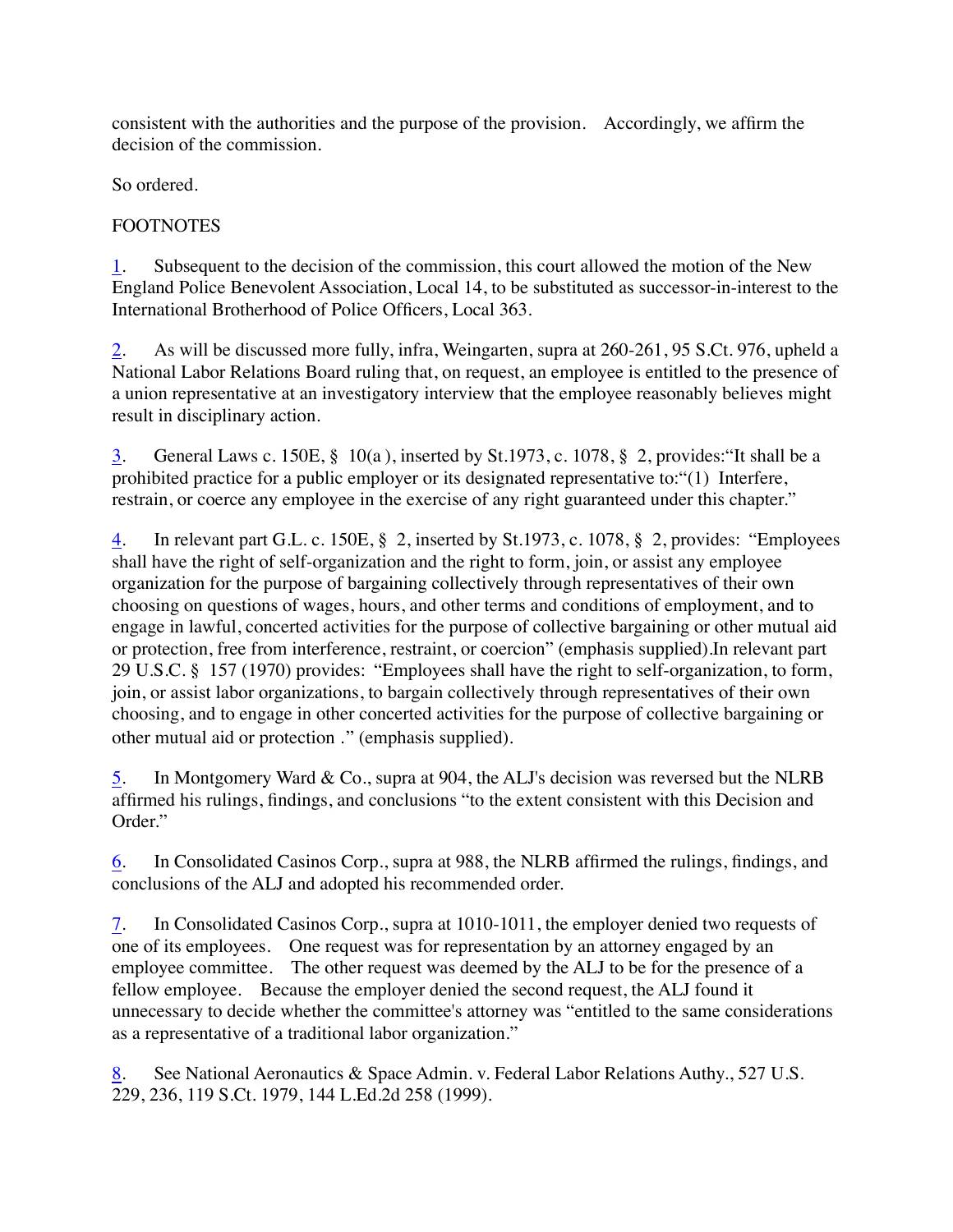consistent with the authorities and the purpose of the provision. Accordingly, we affirm the decision of the commission.

So ordered.

FOOTNOTES

1. Subsequent to the decision of the commission, this court allowed the motion of the New England Police Benevolent Association, Local 14, to be substituted as successor-in-interest to the International Brotherhood of Police Officers, Local 363.

2. As will be discussed more fully, infra, Weingarten, supra at 260-261, 95 S.Ct. 976, upheld a National Labor Relations Board ruling that, on request, an employee is entitled to the presence of a union representative at an investigatory interview that the employee reasonably believes might result in disciplinary action.

3. General Laws c. 150E, § 10(a ), inserted by St.1973, c. 1078, § 2, provides:"It shall be a prohibited practice for a public employer or its designated representative to:"(1) Interfere, restrain, or coerce any employee in the exercise of any right guaranteed under this chapter."

4. In relevant part G.L. c. 150E, § 2, inserted by St.1973, c. 1078, § 2, provides: "Employees shall have the right of self-organization and the right to form, join, or assist any employee organization for the purpose of bargaining collectively through representatives of their own choosing on questions of wages, hours, and other terms and conditions of employment, and to engage in lawful, concerted activities for the purpose of collective bargaining or other mutual aid or protection, free from interference, restraint, or coercion" (emphasis supplied).In relevant part 29 U.S.C. § 157 (1970) provides: "Employees shall have the right to self-organization, to form, join, or assist labor organizations, to bargain collectively through representatives of their own choosing, and to engage in other concerted activities for the purpose of collective bargaining or other mutual aid or protection ." (emphasis supplied).

5. In Montgomery Ward & Co., supra at 904, the ALJ's decision was reversed but the NLRB affirmed his rulings, findings, and conclusions "to the extent consistent with this Decision and Order."

6. In Consolidated Casinos Corp., supra at 988, the NLRB affirmed the rulings, findings, and conclusions of the ALJ and adopted his recommended order.

7. In Consolidated Casinos Corp., supra at 1010-1011, the employer denied two requests of one of its employees. One request was for representation by an attorney engaged by an employee committee. The other request was deemed by the ALJ to be for the presence of a fellow employee. Because the employer denied the second request, the ALJ found it unnecessary to decide whether the committee's attorney was "entitled to the same considerations as a representative of a traditional labor organization."

8. See National Aeronautics & Space Admin. v. Federal Labor Relations Authy., 527 U.S. 229, 236, 119 S.Ct. 1979, 144 L.Ed.2d 258 (1999).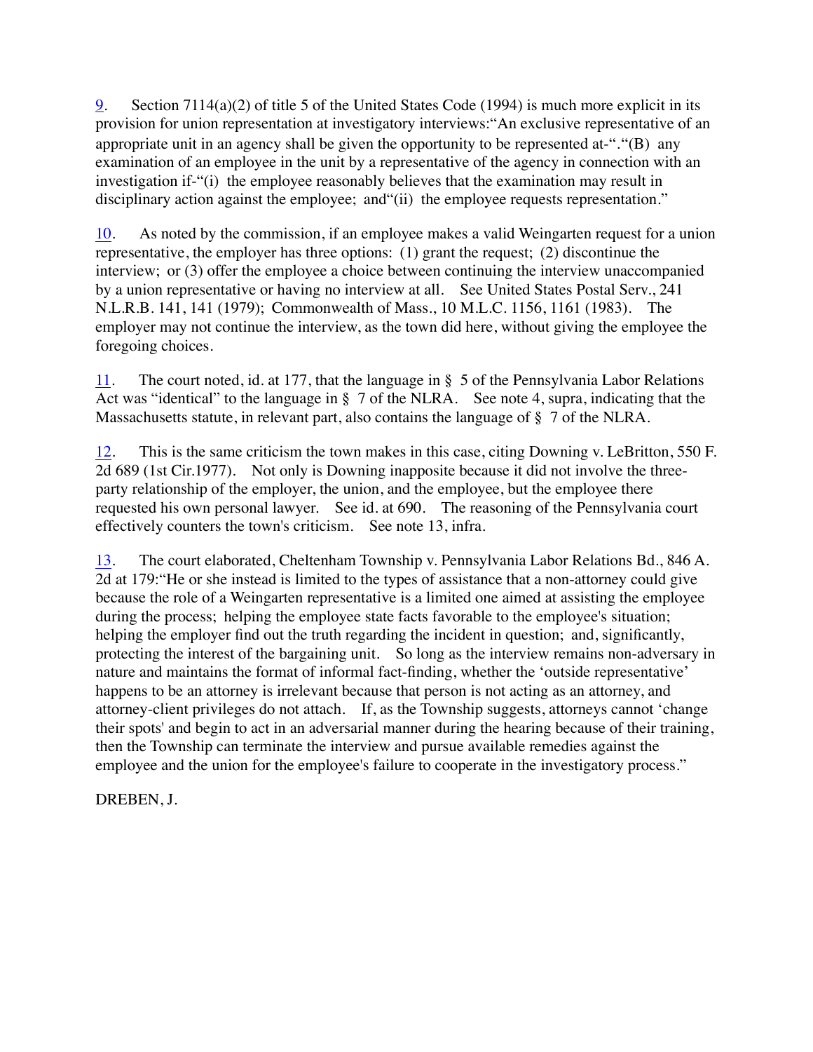9. Section 7114(a)(2) of title 5 of the United States Code (1994) is much more explicit in its provision for union representation at investigatory interviews:"An exclusive representative of an appropriate unit in an agency shall be given the opportunity to be represented at-"."(B) any examination of an employee in the unit by a representative of the agency in connection with an investigation if-"(i) the employee reasonably believes that the examination may result in disciplinary action against the employee; and"(ii) the employee requests representation."

10. As noted by the commission, if an employee makes a valid Weingarten request for a union representative, the employer has three options: (1) grant the request; (2) discontinue the interview; or (3) offer the employee a choice between continuing the interview unaccompanied by a union representative or having no interview at all. See United States Postal Serv., 241 N.L.R.B. 141, 141 (1979); Commonwealth of Mass., 10 M.L.C. 1156, 1161 (1983). The employer may not continue the interview, as the town did here, without giving the employee the foregoing choices.

11. The court noted, id. at 177, that the language in § 5 of the Pennsylvania Labor Relations Act was "identical" to the language in § 7 of the NLRA. See note 4, supra, indicating that the Massachusetts statute, in relevant part, also contains the language of § 7 of the NLRA.

12. This is the same criticism the town makes in this case, citing Downing v. LeBritton, 550 F.2d 689 (1st Cir.1977). Not only is Downing inapposite because it did not involve the three-party relationship of the employer, the union, and the employee, but the employee there requested his own personal lawyer. See id. at 690. The reasoning of the Pennsylvania court effectively counters the town's criticism. See note 13, infra.

13. The court elaborated, Cheltenham Township v. Pennsylvania Labor Relations Bd., 846 A.2d at 179:"He or she instead is limited to the types of assistance that a non-attorney could give because the role of a Weingarten representative is a limited one aimed at assisting the employee during the process; helping the employee state facts favorable to the employee's situation; helping the employer find out the truth regarding the incident in question; and, significantly, protecting the interest of the bargaining unit. So long as the interview remains non-adversary in nature and maintains the format of informal fact-finding, whether the 'outside representative' happens to be an attorney is irrelevant because that person is not acting as an attorney, and attorney-client privileges do not attach. If, as the Township suggests, attorneys cannot 'change their spots' and begin to act in an adversarial manner during the hearing because of their training, then the Township can terminate the interview and pursue available remedies against the employee and the union for the employee's failure to cooperate in the investigatory process."

DREBEN, J.